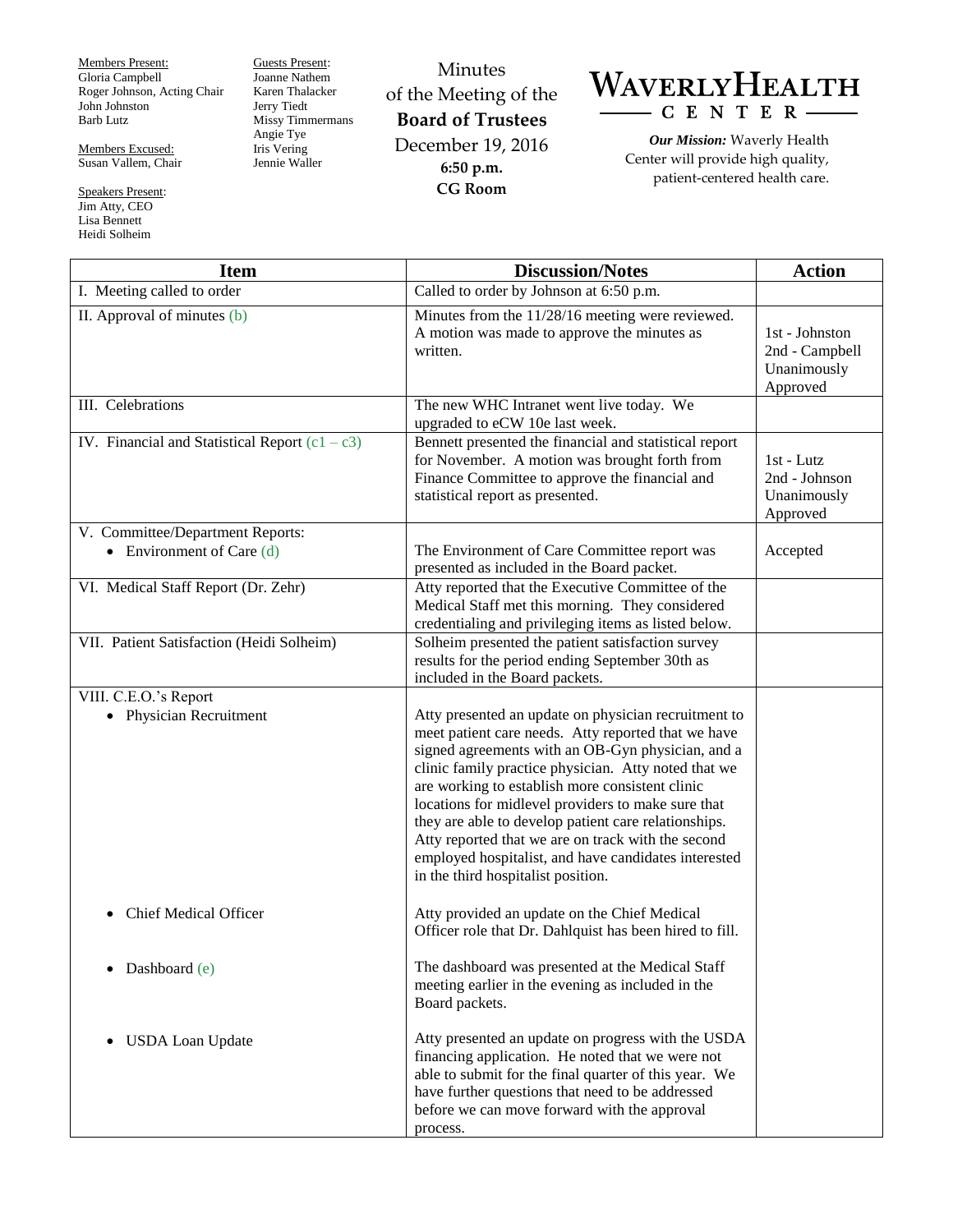Members Present:
Gloria Campbell
Roger Johnson, Acting Chair
John Johnston
Barb Lutz

Members Excused:
Susan Vallem, Chair

Speakers Present:
Jim Atty, CEO
Lisa Bennett
Heidi Solheim

Guests Present:
Joanne Nathem
Karen Thalacker
Jerry Tiedt
Missy Timmermans
Angie Tye
Iris Vering
Jennie Waller

Minutes
of the Meeting of the
**Board of Trustees**
December 19, 2016
**6:50 p.m.**
**CG Room**

# WAVERLYHEALTH CENTER

***Our Mission:*** Waverly Health Center will provide high quality, patient-centered health care.

| Item | Discussion/Notes | Action |
|---|---|---|
| I. Meeting called to order | Called to order by Johnson at 6:50 p.m. | |
| II. Approval of minutes (b) | Minutes from the 11/28/16 meeting were reviewed. A motion was made to approve the minutes as written. | 1st - Johnston<br>2nd - Campbell<br>Unanimously Approved |
| III. Celebrations | The new WHC Intranet went live today. We upgraded to eCW 10e last week. | |
| IV. Financial and Statistical Report (c1 – c3) | Bennett presented the financial and statistical report for November. A motion was brought forth from Finance Committee to approve the financial and statistical report as presented. | 1st - Lutz<br>2nd - Johnson<br>Unanimously Approved |
| V. Committee/Department Reports:<br>• Environment of Care (d) | The Environment of Care Committee report was presented as included in the Board packet. | Accepted |
| VI. Medical Staff Report (Dr. Zehr) | Atty reported that the Executive Committee of the Medical Staff met this morning. They considered credentialing and privileging items as listed below. | |
| VII. Patient Satisfaction (Heidi Solheim) | Solheim presented the patient satisfaction survey results for the period ending September 30th as included in the Board packets. | |
| VIII. C.E.O.'s Report<br>• Physician Recruitment | Atty presented an update on physician recruitment to meet patient care needs. Atty reported that we have signed agreements with an OB-Gyn physician, and a clinic family practice physician. Atty noted that we are working to establish more consistent clinic locations for midlevel providers to make sure that they are able to develop patient care relationships. Atty reported that we are on track with the second employed hospitalist, and have candidates interested in the third hospitalist position. | |
| • Chief Medical Officer | Atty provided an update on the Chief Medical Officer role that Dr. Dahlquist has been hired to fill. | |
| • Dashboard (e) | The dashboard was presented at the Medical Staff meeting earlier in the evening as included in the Board packets. | |
| • USDA Loan Update | Atty presented an update on progress with the USDA financing application. He noted that we were not able to submit for the final quarter of this year. We have further questions that need to be addressed before we can move forward with the approval process. | |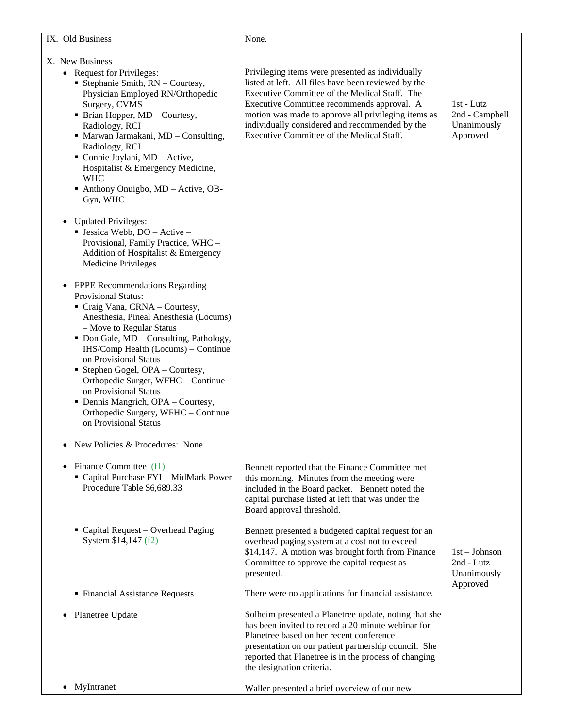| | | |
|---|---|---|
| IX. Old Business | None. | |
| X. New Business<br>• Request for Privileges:<br>▪ Stephanie Smith, RN – Courtesy, Physician Employed RN/Orthopedic Surgery, CVMS<br>▪ Brian Hopper, MD – Courtesy, Radiology, RCI<br>▪ Marwan Jarmakani, MD – Consulting, Radiology, RCI<br>▪ Connie Joylani, MD – Active, Hospitalist & Emergency Medicine, WHC<br>▪ Anthony Onuigbo, MD – Active, OB-Gyn, WHC<br><br>• Updated Privileges:<br>▪ Jessica Webb, DO – Active – Provisional, Family Practice, WHC – Addition of Hospitalist & Emergency Medicine Privileges<br><br>• FPPE Recommendations Regarding Provisional Status:<br>▪ Craig Vana, CRNA – Courtesy, Anesthesia, Pineal Anesthesia (Locums) – Move to Regular Status<br>▪ Don Gale, MD – Consulting, Pathology, IHS/Comp Health (Locums) – Continue on Provisional Status<br>▪ Stephen Gogel, OPA – Courtesy, Orthopedic Surger, WFHC – Continue on Provisional Status<br>▪ Dennis Mangrich, OPA – Courtesy, Orthopedic Surgery, WFHC – Continue on Provisional Status<br><br>• New Policies & Procedures: None | Privileging items were presented as individually listed at left. All files have been reviewed by the Executive Committee of the Medical Staff. The Executive Committee recommends approval. A motion was made to approve all privileging items as individually considered and recommended by the Executive Committee of the Medical Staff. | 1st - Lutz<br>2nd - Campbell<br>Unanimously Approved |
| • Finance Committee (f1)<br>▪ Capital Purchase FYI – MidMark Power Procedure Table $6,689.33 | Bennett reported that the Finance Committee met this morning. Minutes from the meeting were included in the Board packet. Bennett noted the capital purchase listed at left that was under the Board approval threshold. | |
| ▪ Capital Request – Overhead Paging System $14,147 (f2) | Bennett presented a budgeted capital request for an overhead paging system at a cost not to exceed $14,147. A motion was brought forth from Finance Committee to approve the capital request as presented. | 1st – Johnson<br>2nd - Lutz<br>Unanimously Approved |
| ▪ Financial Assistance Requests | There were no applications for financial assistance. | |
| • Planetree Update | Solheim presented a Planetree update, noting that she has been invited to record a 20 minute webinar for Planetree based on her recent conference presentation on our patient partnership council. She reported that Planetree is in the process of changing the designation criteria. | |
| • MyIntranet | Waller presented a brief overview of our new | |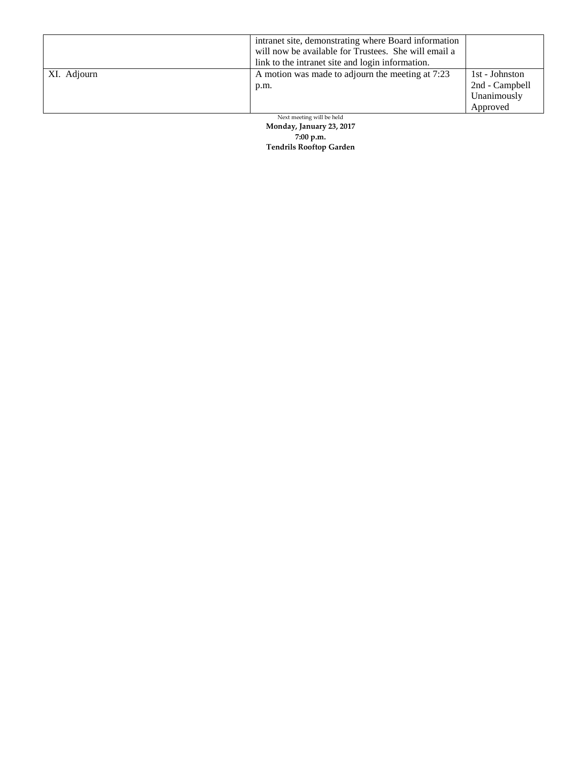| | | |
|---|---|---|
| | intranet site, demonstrating where Board information will now be available for Trustees. She will email a link to the intranet site and login information. | |
| XI. Adjourn | A motion was made to adjourn the meeting at 7:23 p.m. | 1st - Johnston<br>2nd - Campbell<br>Unanimously Approved |

Next meeting will be held

**Monday, January 23, 2017**

**7:00 p.m.**

**Tendrils Rooftop Garden**